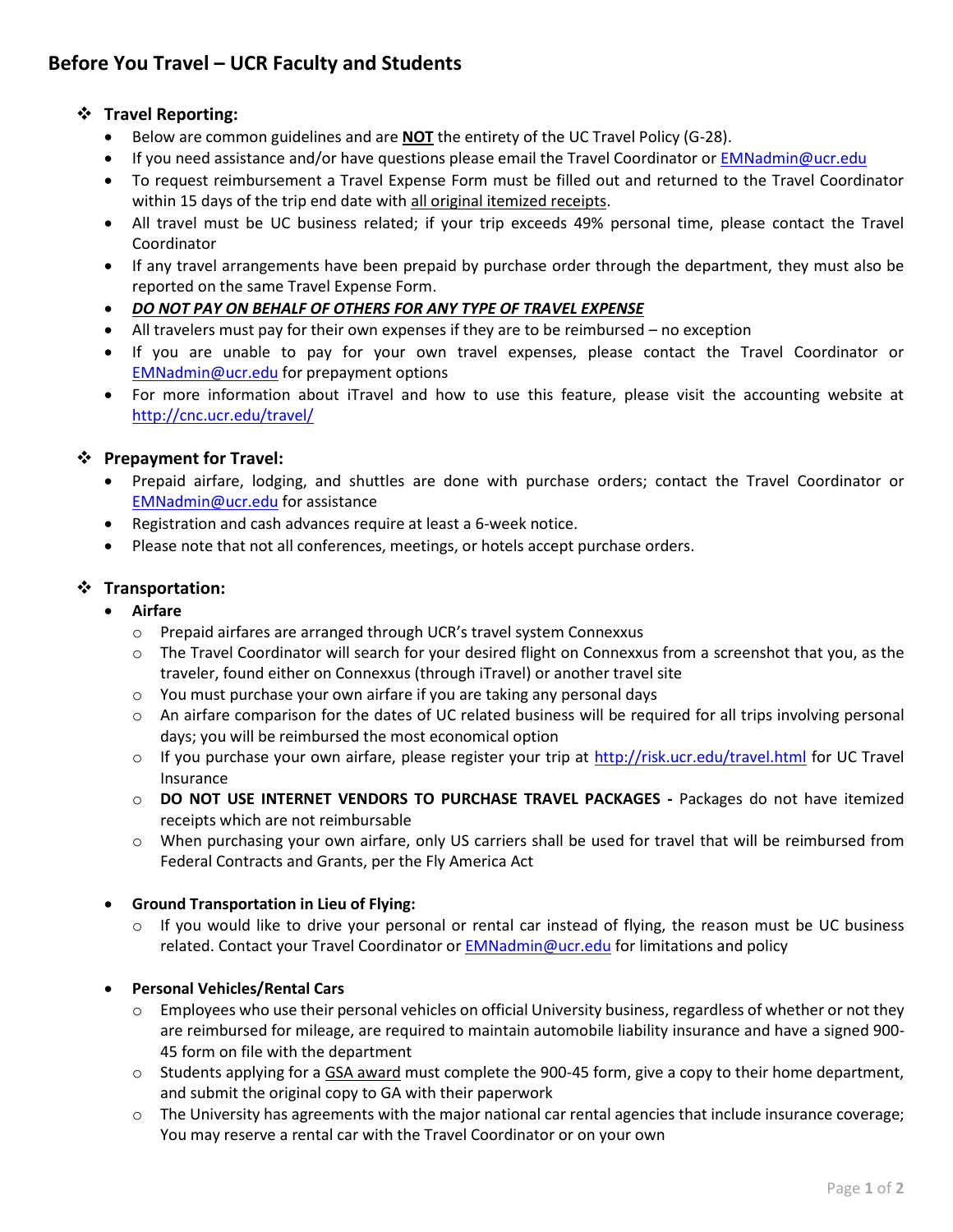# Before You Travel – UCR Faculty and Students

## Travel Reporting:

- Below are common guidelines and are **NOT** the entirety of the UC Travel Policy (G-28).
- If you need assistance and/or have questions please email the Travel Coordinator or EMNadmin@ucr.edu
- To request reimbursement a Travel Expense Form must be filled out and returned to the Travel Coordinator within 15 days of the trip end date with all original itemized receipts.
- All travel must be UC business related; if your trip exceeds 49% personal time, please contact the Travel Coordinator
- If any travel arrangements have been prepaid by purchase order through the department, they must also be reported on the same Travel Expense Form.
- ***DO NOT PAY ON BEHALF OF OTHERS FOR ANY TYPE OF TRAVEL EXPENSE***
- All travelers must pay for their own expenses if they are to be reimbursed – no exception
- If you are unable to pay for your own travel expenses, please contact the Travel Coordinator or EMNadmin@ucr.edu for prepayment options
- For more information about iTravel and how to use this feature, please visit the accounting website at http://cnc.ucr.edu/travel/

## Prepayment for Travel:

- Prepaid airfare, lodging, and shuttles are done with purchase orders; contact the Travel Coordinator or EMNadmin@ucr.edu for assistance
- Registration and cash advances require at least a 6-week notice.
- Please note that not all conferences, meetings, or hotels accept purchase orders.

## Transportation:

- **Airfare**
  - Prepaid airfares are arranged through UCR's travel system Connexxus
  - The Travel Coordinator will search for your desired flight on Connexxus from a screenshot that you, as the traveler, found either on Connexxus (through iTravel) or another travel site
  - You must purchase your own airfare if you are taking any personal days
  - An airfare comparison for the dates of UC related business will be required for all trips involving personal days; you will be reimbursed the most economical option
  - If you purchase your own airfare, please register your trip at http://risk.ucr.edu/travel.html for UC Travel Insurance
  - **DO NOT USE INTERNET VENDORS TO PURCHASE TRAVEL PACKAGES -** Packages do not have itemized receipts which are not reimbursable
  - When purchasing your own airfare, only US carriers shall be used for travel that will be reimbursed from Federal Contracts and Grants, per the Fly America Act

- **Ground Transportation in Lieu of Flying:**
  - If you would like to drive your personal or rental car instead of flying, the reason must be UC business related. Contact your Travel Coordinator or EMNadmin@ucr.edu for limitations and policy

- **Personal Vehicles/Rental Cars**
  - Employees who use their personal vehicles on official University business, regardless of whether or not they are reimbursed for mileage, are required to maintain automobile liability insurance and have a signed 900-45 form on file with the department
  - Students applying for a GSA award must complete the 900-45 form, give a copy to their home department, and submit the original copy to GA with their paperwork
  - The University has agreements with the major national car rental agencies that include insurance coverage; You may reserve a rental car with the Travel Coordinator or on your own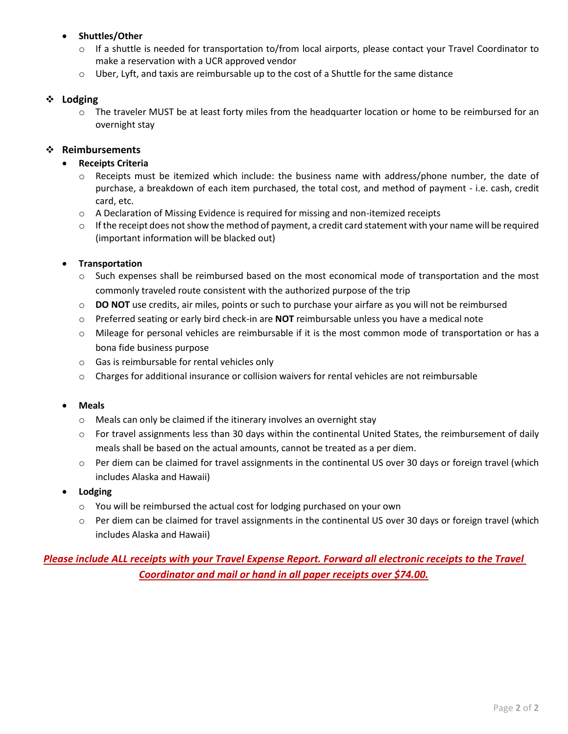- **Shuttles/Other**
  - If a shuttle is needed for transportation to/from local airports, please contact your Travel Coordinator to make a reservation with a UCR approved vendor
  - Uber, Lyft, and taxis are reimbursable up to the cost of a Shuttle for the same distance

## Lodging

- The traveler MUST be at least forty miles from the headquarter location or home to be reimbursed for an overnight stay

## Reimbursements

- **Receipts Criteria**
  - Receipts must be itemized which include: the business name with address/phone number, the date of purchase, a breakdown of each item purchased, the total cost, and method of payment - i.e. cash, credit card, etc.
  - A Declaration of Missing Evidence is required for missing and non-itemized receipts
  - If the receipt does not show the method of payment, a credit card statement with your name will be required (important information will be blacked out)

- **Transportation**
  - Such expenses shall be reimbursed based on the most economical mode of transportation and the most commonly traveled route consistent with the authorized purpose of the trip
  - **DO NOT** use credits, air miles, points or such to purchase your airfare as you will not be reimbursed
  - Preferred seating or early bird check-in are **NOT** reimbursable unless you have a medical note
  - Mileage for personal vehicles are reimbursable if it is the most common mode of transportation or has a bona fide business purpose
  - Gas is reimbursable for rental vehicles only
  - Charges for additional insurance or collision waivers for rental vehicles are not reimbursable

- **Meals**
  - Meals can only be claimed if the itinerary involves an overnight stay
  - For travel assignments less than 30 days within the continental United States, the reimbursement of daily meals shall be based on the actual amounts, cannot be treated as a per diem.
  - Per diem can be claimed for travel assignments in the continental US over 30 days or foreign travel (which includes Alaska and Hawaii)
- **Lodging**
  - You will be reimbursed the actual cost for lodging purchased on your own
  - Per diem can be claimed for travel assignments in the continental US over 30 days or foreign travel (which includes Alaska and Hawaii)

***Please include ALL receipts with your Travel Expense Report. Forward all electronic receipts to the Travel Coordinator and mail or hand in all paper receipts over $74.00.***